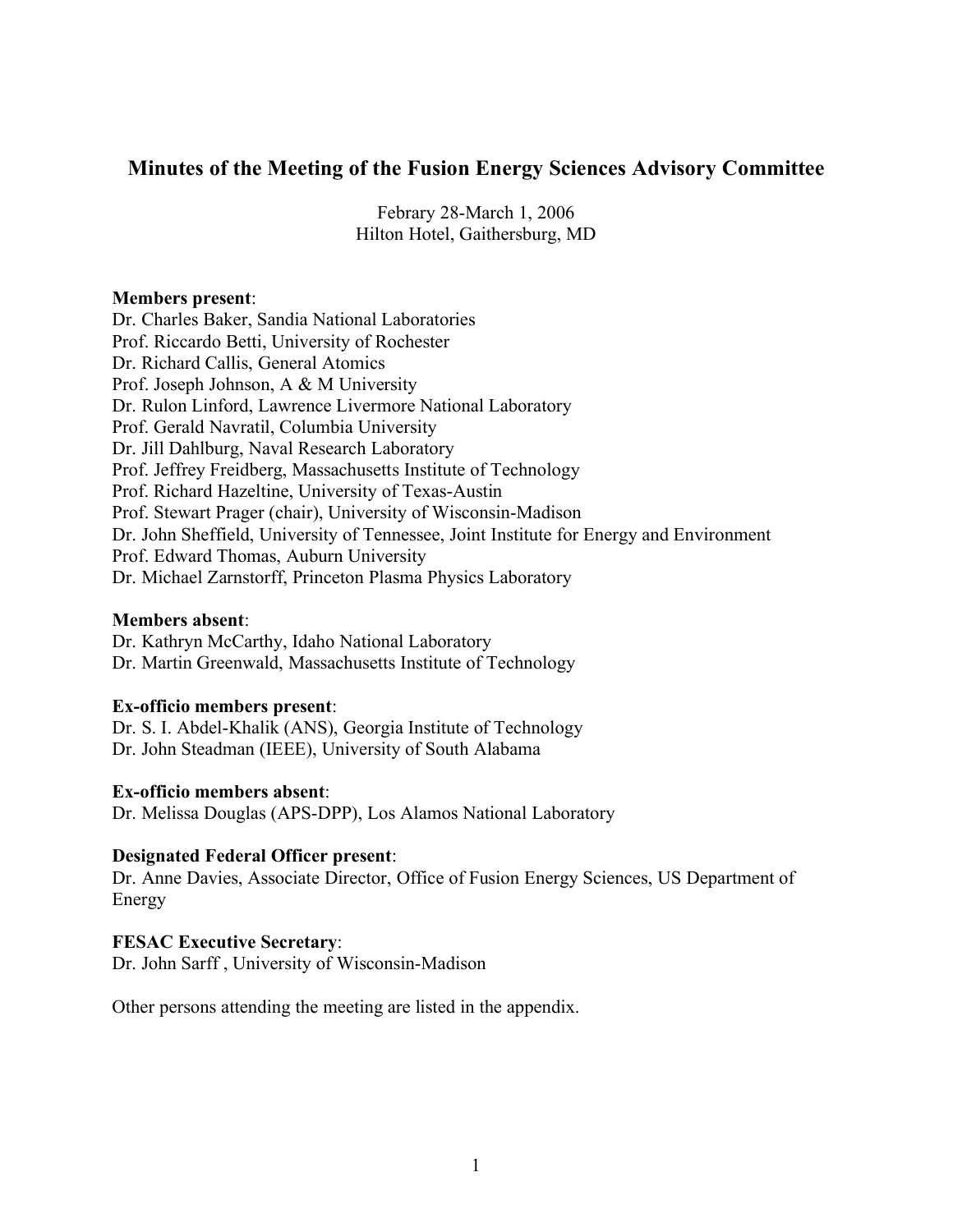# Minutes of the Meeting of the Fusion Energy Sciences Advisory Committee

Febrary 28-March 1, 2006
Hilton Hotel, Gaithersburg, MD

**Members present**:
Dr. Charles Baker, Sandia National Laboratories
Prof. Riccardo Betti, University of Rochester
Dr. Richard Callis, General Atomics
Prof. Joseph Johnson, A & M University
Dr. Rulon Linford, Lawrence Livermore National Laboratory
Prof. Gerald Navratil, Columbia University
Dr. Jill Dahlburg, Naval Research Laboratory
Prof. Jeffrey Freidberg, Massachusetts Institute of Technology
Prof. Richard Hazeltine, University of Texas-Austin
Prof. Stewart Prager (chair), University of Wisconsin-Madison
Dr. John Sheffield, University of Tennessee, Joint Institute for Energy and Environment
Prof. Edward Thomas, Auburn University
Dr. Michael Zarnstorff, Princeton Plasma Physics Laboratory

**Members absent**:
Dr. Kathryn McCarthy, Idaho National Laboratory
Dr. Martin Greenwald, Massachusetts Institute of Technology

**Ex-officio members present**:
Dr. S. I. Abdel-Khalik (ANS), Georgia Institute of Technology
Dr. John Steadman (IEEE), University of South Alabama

**Ex-officio members absent**:
Dr. Melissa Douglas (APS-DPP), Los Alamos National Laboratory

**Designated Federal Officer present**:
Dr. Anne Davies, Associate Director, Office of Fusion Energy Sciences, US Department of Energy

**FESAC Executive Secretary**:
Dr. John Sarff , University of Wisconsin-Madison

Other persons attending the meeting are listed in the appendix.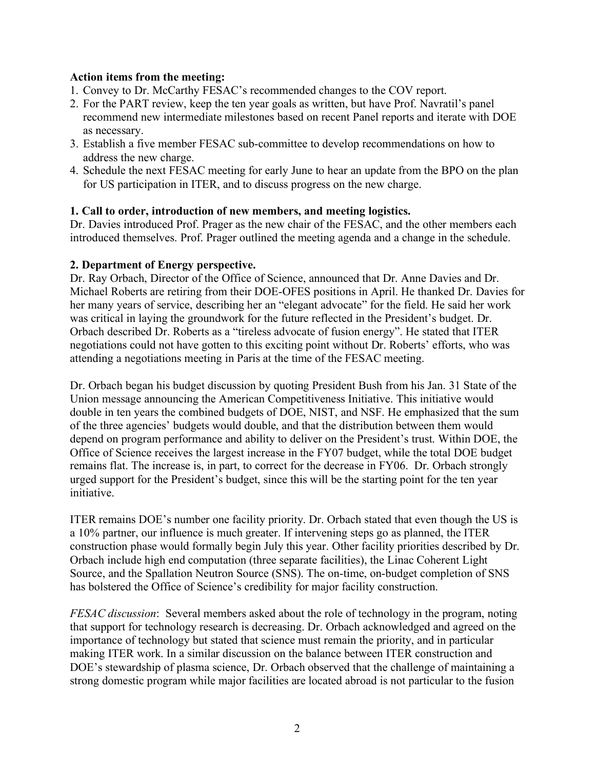**Action items from the meeting:**

1. Convey to Dr. McCarthy FESAC's recommended changes to the COV report.
2. For the PART review, keep the ten year goals as written, but have Prof. Navratil's panel recommend new intermediate milestones based on recent Panel reports and iterate with DOE as necessary.
3. Establish a five member FESAC sub-committee to develop recommendations on how to address the new charge.
4. Schedule the next FESAC meeting for early June to hear an update from the BPO on the plan for US participation in ITER, and to discuss progress on the new charge.

**1. Call to order, introduction of new members, and meeting logistics.**

Dr. Davies introduced Prof. Prager as the new chair of the FESAC, and the other members each introduced themselves. Prof. Prager outlined the meeting agenda and a change in the schedule.

**2. Department of Energy perspective.**

Dr. Ray Orbach, Director of the Office of Science, announced that Dr. Anne Davies and Dr. Michael Roberts are retiring from their DOE-OFES positions in April. He thanked Dr. Davies for her many years of service, describing her an "elegant advocate" for the field. He said her work was critical in laying the groundwork for the future reflected in the President's budget. Dr. Orbach described Dr. Roberts as a "tireless advocate of fusion energy". He stated that ITER negotiations could not have gotten to this exciting point without Dr. Roberts' efforts, who was attending a negotiations meeting in Paris at the time of the FESAC meeting.

Dr. Orbach began his budget discussion by quoting President Bush from his Jan. 31 State of the Union message announcing the American Competitiveness Initiative. This initiative would double in ten years the combined budgets of DOE, NIST, and NSF. He emphasized that the sum of the three agencies' budgets would double, and that the distribution between them would depend on program performance and ability to deliver on the President's trust. Within DOE, the Office of Science receives the largest increase in the FY07 budget, while the total DOE budget remains flat. The increase is, in part, to correct for the decrease in FY06. Dr. Orbach strongly urged support for the President's budget, since this will be the starting point for the ten year initiative.

ITER remains DOE's number one facility priority. Dr. Orbach stated that even though the US is a 10% partner, our influence is much greater. If intervening steps go as planned, the ITER construction phase would formally begin July this year. Other facility priorities described by Dr. Orbach include high end computation (three separate facilities), the Linac Coherent Light Source, and the Spallation Neutron Source (SNS). The on-time, on-budget completion of SNS has bolstered the Office of Science's credibility for major facility construction.

*FESAC discussion*: Several members asked about the role of technology in the program, noting that support for technology research is decreasing. Dr. Orbach acknowledged and agreed on the importance of technology but stated that science must remain the priority, and in particular making ITER work. In a similar discussion on the balance between ITER construction and DOE's stewardship of plasma science, Dr. Orbach observed that the challenge of maintaining a strong domestic program while major facilities are located abroad is not particular to the fusion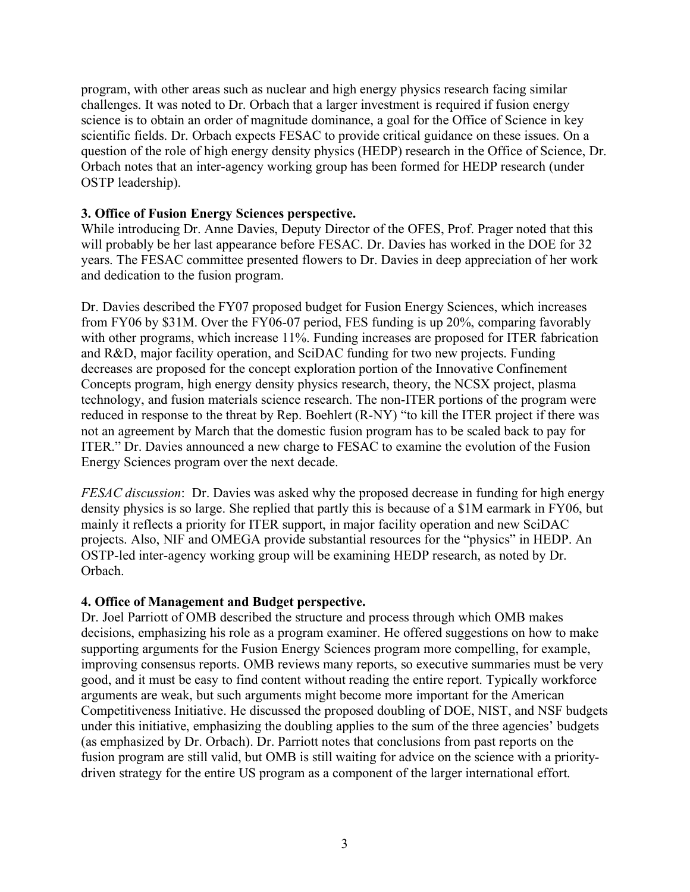program, with other areas such as nuclear and high energy physics research facing similar challenges. It was noted to Dr. Orbach that a larger investment is required if fusion energy science is to obtain an order of magnitude dominance, a goal for the Office of Science in key scientific fields. Dr. Orbach expects FESAC to provide critical guidance on these issues. On a question of the role of high energy density physics (HEDP) research in the Office of Science, Dr. Orbach notes that an inter-agency working group has been formed for HEDP research (under OSTP leadership).

**3. Office of Fusion Energy Sciences perspective.**

While introducing Dr. Anne Davies, Deputy Director of the OFES, Prof. Prager noted that this will probably be her last appearance before FESAC. Dr. Davies has worked in the DOE for 32 years. The FESAC committee presented flowers to Dr. Davies in deep appreciation of her work and dedication to the fusion program.

Dr. Davies described the FY07 proposed budget for Fusion Energy Sciences, which increases from FY06 by \$31M. Over the FY06-07 period, FES funding is up 20%, comparing favorably with other programs, which increase 11%. Funding increases are proposed for ITER fabrication and R&D, major facility operation, and SciDAC funding for two new projects. Funding decreases are proposed for the concept exploration portion of the Innovative Confinement Concepts program, high energy density physics research, theory, the NCSX project, plasma technology, and fusion materials science research. The non-ITER portions of the program were reduced in response to the threat by Rep. Boehlert (R-NY) "to kill the ITER project if there was not an agreement by March that the domestic fusion program has to be scaled back to pay for ITER." Dr. Davies announced a new charge to FESAC to examine the evolution of the Fusion Energy Sciences program over the next decade.

*FESAC discussion*: Dr. Davies was asked why the proposed decrease in funding for high energy density physics is so large. She replied that partly this is because of a \$1M earmark in FY06, but mainly it reflects a priority for ITER support, in major facility operation and new SciDAC projects. Also, NIF and OMEGA provide substantial resources for the "physics" in HEDP. An OSTP-led inter-agency working group will be examining HEDP research, as noted by Dr. Orbach.

**4. Office of Management and Budget perspective.**

Dr. Joel Parriott of OMB described the structure and process through which OMB makes decisions, emphasizing his role as a program examiner. He offered suggestions on how to make supporting arguments for the Fusion Energy Sciences program more compelling, for example, improving consensus reports. OMB reviews many reports, so executive summaries must be very good, and it must be easy to find content without reading the entire report. Typically workforce arguments are weak, but such arguments might become more important for the American Competitiveness Initiative. He discussed the proposed doubling of DOE, NIST, and NSF budgets under this initiative, emphasizing the doubling applies to the sum of the three agencies' budgets (as emphasized by Dr. Orbach). Dr. Parriott notes that conclusions from past reports on the fusion program are still valid, but OMB is still waiting for advice on the science with a priority-driven strategy for the entire US program as a component of the larger international effort.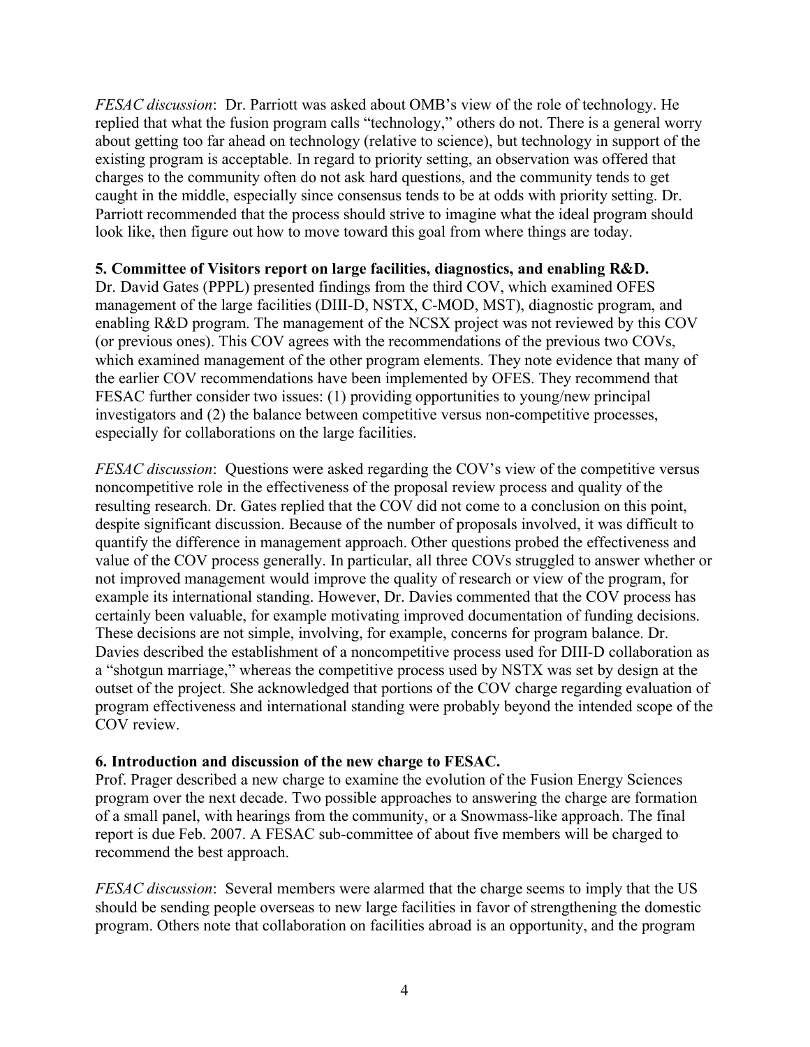*FESAC discussion*: Dr. Parriott was asked about OMB's view of the role of technology. He replied that what the fusion program calls "technology," others do not. There is a general worry about getting too far ahead on technology (relative to science), but technology in support of the existing program is acceptable. In regard to priority setting, an observation was offered that charges to the community often do not ask hard questions, and the community tends to get caught in the middle, especially since consensus tends to be at odds with priority setting. Dr. Parriott recommended that the process should strive to imagine what the ideal program should look like, then figure out how to move toward this goal from where things are today.

**5. Committee of Visitors report on large facilities, diagnostics, and enabling R&D.**

Dr. David Gates (PPPL) presented findings from the third COV, which examined OFES management of the large facilities (DIII-D, NSTX, C-MOD, MST), diagnostic program, and enabling R&D program. The management of the NCSX project was not reviewed by this COV (or previous ones). This COV agrees with the recommendations of the previous two COVs, which examined management of the other program elements. They note evidence that many of the earlier COV recommendations have been implemented by OFES. They recommend that FESAC further consider two issues: (1) providing opportunities to young/new principal investigators and (2) the balance between competitive versus non-competitive processes, especially for collaborations on the large facilities.

*FESAC discussion*: Questions were asked regarding the COV's view of the competitive versus noncompetitive role in the effectiveness of the proposal review process and quality of the resulting research. Dr. Gates replied that the COV did not come to a conclusion on this point, despite significant discussion. Because of the number of proposals involved, it was difficult to quantify the difference in management approach. Other questions probed the effectiveness and value of the COV process generally. In particular, all three COVs struggled to answer whether or not improved management would improve the quality of research or view of the program, for example its international standing. However, Dr. Davies commented that the COV process has certainly been valuable, for example motivating improved documentation of funding decisions. These decisions are not simple, involving, for example, concerns for program balance. Dr. Davies described the establishment of a noncompetitive process used for DIII-D collaboration as a "shotgun marriage," whereas the competitive process used by NSTX was set by design at the outset of the project. She acknowledged that portions of the COV charge regarding evaluation of program effectiveness and international standing were probably beyond the intended scope of the COV review.

**6. Introduction and discussion of the new charge to FESAC.**

Prof. Prager described a new charge to examine the evolution of the Fusion Energy Sciences program over the next decade. Two possible approaches to answering the charge are formation of a small panel, with hearings from the community, or a Snowmass-like approach. The final report is due Feb. 2007. A FESAC sub-committee of about five members will be charged to recommend the best approach.

*FESAC discussion*: Several members were alarmed that the charge seems to imply that the US should be sending people overseas to new large facilities in favor of strengthening the domestic program. Others note that collaboration on facilities abroad is an opportunity, and the program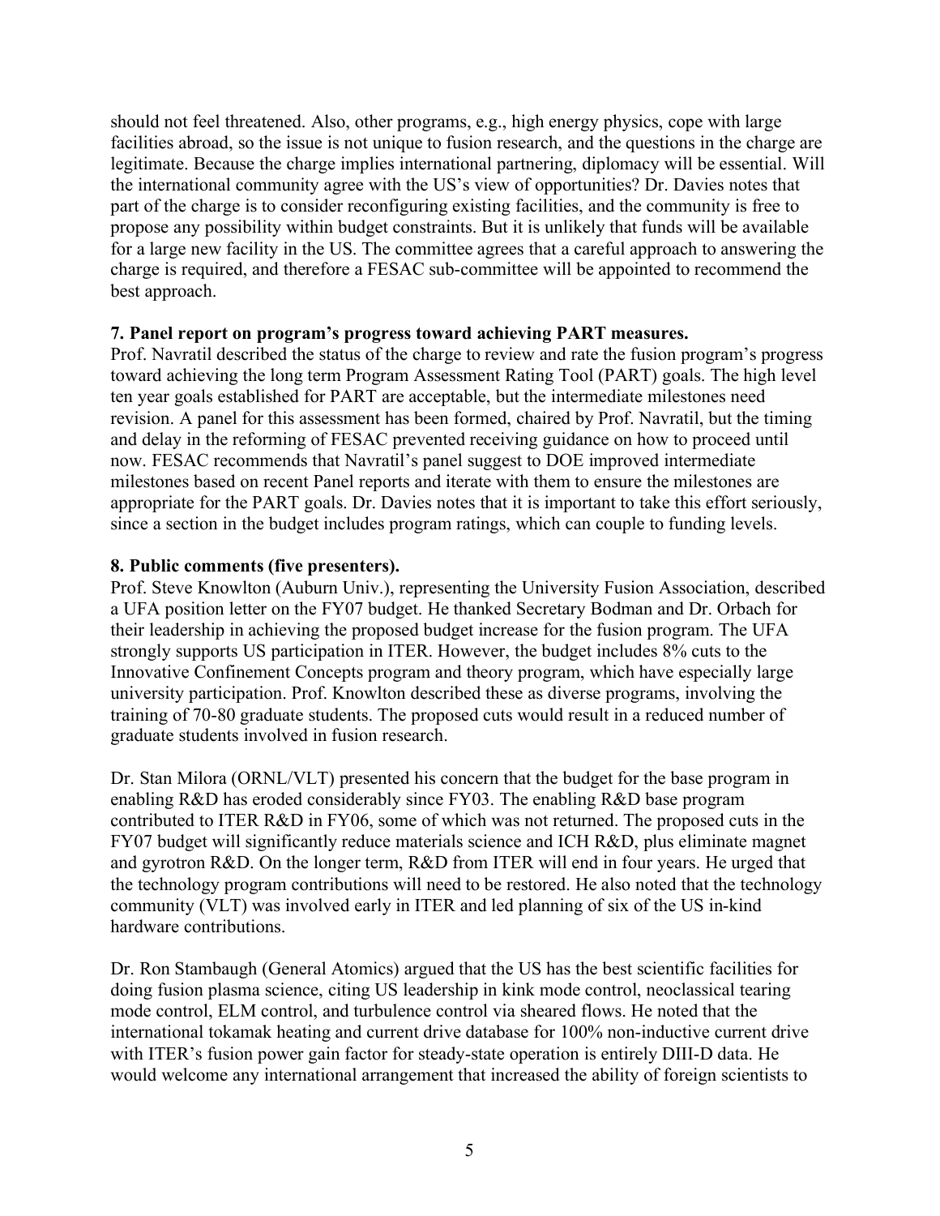should not feel threatened. Also, other programs, e.g., high energy physics, cope with large facilities abroad, so the issue is not unique to fusion research, and the questions in the charge are legitimate. Because the charge implies international partnering, diplomacy will be essential. Will the international community agree with the US's view of opportunities? Dr. Davies notes that part of the charge is to consider reconfiguring existing facilities, and the community is free to propose any possibility within budget constraints. But it is unlikely that funds will be available for a large new facility in the US. The committee agrees that a careful approach to answering the charge is required, and therefore a FESAC sub-committee will be appointed to recommend the best approach.

**7. Panel report on program's progress toward achieving PART measures.**

Prof. Navratil described the status of the charge to review and rate the fusion program's progress toward achieving the long term Program Assessment Rating Tool (PART) goals. The high level ten year goals established for PART are acceptable, but the intermediate milestones need revision. A panel for this assessment has been formed, chaired by Prof. Navratil, but the timing and delay in the reforming of FESAC prevented receiving guidance on how to proceed until now. FESAC recommends that Navratil's panel suggest to DOE improved intermediate milestones based on recent Panel reports and iterate with them to ensure the milestones are appropriate for the PART goals. Dr. Davies notes that it is important to take this effort seriously, since a section in the budget includes program ratings, which can couple to funding levels.

**8. Public comments (five presenters).**

Prof. Steve Knowlton (Auburn Univ.), representing the University Fusion Association, described a UFA position letter on the FY07 budget. He thanked Secretary Bodman and Dr. Orbach for their leadership in achieving the proposed budget increase for the fusion program. The UFA strongly supports US participation in ITER. However, the budget includes 8% cuts to the Innovative Confinement Concepts program and theory program, which have especially large university participation. Prof. Knowlton described these as diverse programs, involving the training of 70-80 graduate students. The proposed cuts would result in a reduced number of graduate students involved in fusion research.

Dr. Stan Milora (ORNL/VLT) presented his concern that the budget for the base program in enabling R&D has eroded considerably since FY03. The enabling R&D base program contributed to ITER R&D in FY06, some of which was not returned. The proposed cuts in the FY07 budget will significantly reduce materials science and ICH R&D, plus eliminate magnet and gyrotron R&D. On the longer term, R&D from ITER will end in four years. He urged that the technology program contributions will need to be restored. He also noted that the technology community (VLT) was involved early in ITER and led planning of six of the US in-kind hardware contributions.

Dr. Ron Stambaugh (General Atomics) argued that the US has the best scientific facilities for doing fusion plasma science, citing US leadership in kink mode control, neoclassical tearing mode control, ELM control, and turbulence control via sheared flows. He noted that the international tokamak heating and current drive database for 100% non-inductive current drive with ITER's fusion power gain factor for steady-state operation is entirely DIII-D data. He would welcome any international arrangement that increased the ability of foreign scientists to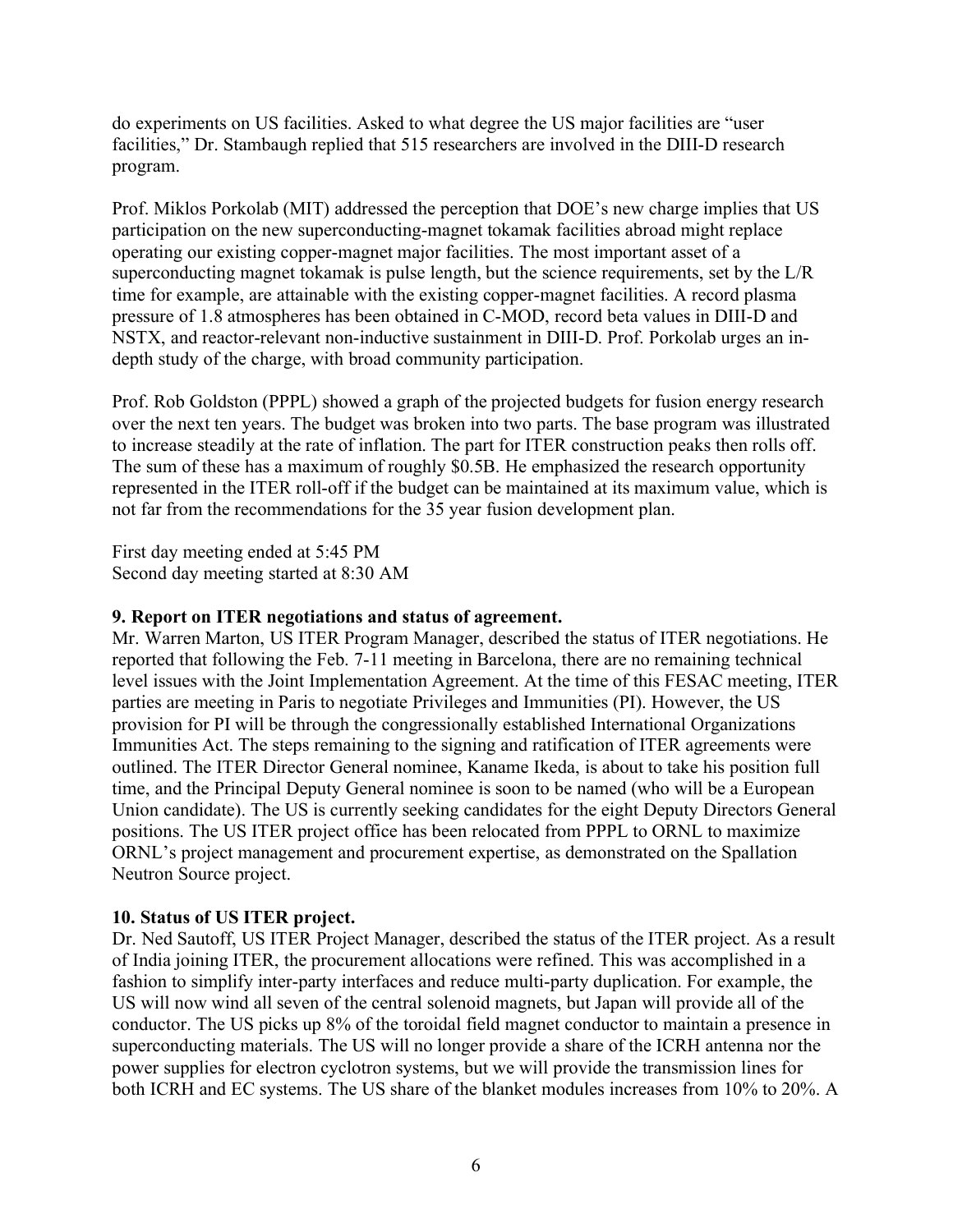do experiments on US facilities. Asked to what degree the US major facilities are "user facilities," Dr. Stambaugh replied that 515 researchers are involved in the DIII-D research program.

Prof. Miklos Porkolab (MIT) addressed the perception that DOE's new charge implies that US participation on the new superconducting-magnet tokamak facilities abroad might replace operating our existing copper-magnet major facilities. The most important asset of a superconducting magnet tokamak is pulse length, but the science requirements, set by the L/R time for example, are attainable with the existing copper-magnet facilities. A record plasma pressure of 1.8 atmospheres has been obtained in C-MOD, record beta values in DIII-D and NSTX, and reactor-relevant non-inductive sustainment in DIII-D. Prof. Porkolab urges an in-depth study of the charge, with broad community participation.

Prof. Rob Goldston (PPPL) showed a graph of the projected budgets for fusion energy research over the next ten years. The budget was broken into two parts. The base program was illustrated to increase steadily at the rate of inflation. The part for ITER construction peaks then rolls off. The sum of these has a maximum of roughly $0.5B. He emphasized the research opportunity represented in the ITER roll-off if the budget can be maintained at its maximum value, which is not far from the recommendations for the 35 year fusion development plan.

First day meeting ended at 5:45 PM
Second day meeting started at 8:30 AM

**9. Report on ITER negotiations and status of agreement.**
Mr. Warren Marton, US ITER Program Manager, described the status of ITER negotiations. He reported that following the Feb. 7-11 meeting in Barcelona, there are no remaining technical level issues with the Joint Implementation Agreement. At the time of this FESAC meeting, ITER parties are meeting in Paris to negotiate Privileges and Immunities (PI). However, the US provision for PI will be through the congressionally established International Organizations Immunities Act. The steps remaining to the signing and ratification of ITER agreements were outlined. The ITER Director General nominee, Kaname Ikeda, is about to take his position full time, and the Principal Deputy General nominee is soon to be named (who will be a European Union candidate). The US is currently seeking candidates for the eight Deputy Directors General positions. The US ITER project office has been relocated from PPPL to ORNL to maximize ORNL's project management and procurement expertise, as demonstrated on the Spallation Neutron Source project.

**10. Status of US ITER project.**
Dr. Ned Sautoff, US ITER Project Manager, described the status of the ITER project. As a result of India joining ITER, the procurement allocations were refined. This was accomplished in a fashion to simplify inter-party interfaces and reduce multi-party duplication. For example, the US will now wind all seven of the central solenoid magnets, but Japan will provide all of the conductor. The US picks up 8% of the toroidal field magnet conductor to maintain a presence in superconducting materials. The US will no longer provide a share of the ICRH antenna nor the power supplies for electron cyclotron systems, but we will provide the transmission lines for both ICRH and EC systems. The US share of the blanket modules increases from 10% to 20%. A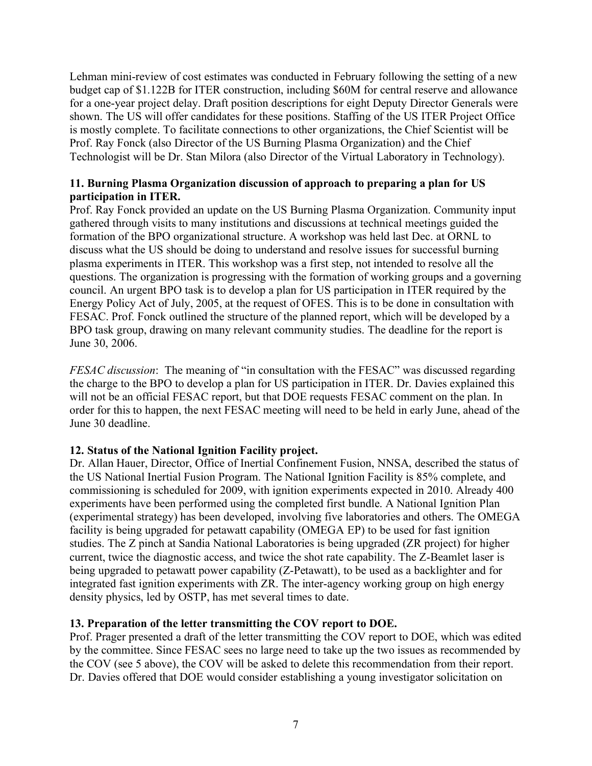Lehman mini-review of cost estimates was conducted in February following the setting of a new budget cap of $1.122B for ITER construction, including $60M for central reserve and allowance for a one-year project delay. Draft position descriptions for eight Deputy Director Generals were shown. The US will offer candidates for these positions. Staffing of the US ITER Project Office is mostly complete. To facilitate connections to other organizations, the Chief Scientist will be Prof. Ray Fonck (also Director of the US Burning Plasma Organization) and the Chief Technologist will be Dr. Stan Milora (also Director of the Virtual Laboratory in Technology).

**11. Burning Plasma Organization discussion of approach to preparing a plan for US participation in ITER.**

Prof. Ray Fonck provided an update on the US Burning Plasma Organization. Community input gathered through visits to many institutions and discussions at technical meetings guided the formation of the BPO organizational structure. A workshop was held last Dec. at ORNL to discuss what the US should be doing to understand and resolve issues for successful burning plasma experiments in ITER. This workshop was a first step, not intended to resolve all the questions. The organization is progressing with the formation of working groups and a governing council. An urgent BPO task is to develop a plan for US participation in ITER required by the Energy Policy Act of July, 2005, at the request of OFES. This is to be done in consultation with FESAC. Prof. Fonck outlined the structure of the planned report, which will be developed by a BPO task group, drawing on many relevant community studies. The deadline for the report is June 30, 2006.

*FESAC discussion*: The meaning of "in consultation with the FESAC" was discussed regarding the charge to the BPO to develop a plan for US participation in ITER. Dr. Davies explained this will not be an official FESAC report, but that DOE requests FESAC comment on the plan. In order for this to happen, the next FESAC meeting will need to be held in early June, ahead of the June 30 deadline.

**12. Status of the National Ignition Facility project.**

Dr. Allan Hauer, Director, Office of Inertial Confinement Fusion, NNSA, described the status of the US National Inertial Fusion Program. The National Ignition Facility is 85% complete, and commissioning is scheduled for 2009, with ignition experiments expected in 2010. Already 400 experiments have been performed using the completed first bundle. A National Ignition Plan (experimental strategy) has been developed, involving five laboratories and others. The OMEGA facility is being upgraded for petawatt capability (OMEGA EP) to be used for fast ignition studies. The Z pinch at Sandia National Laboratories is being upgraded (ZR project) for higher current, twice the diagnostic access, and twice the shot rate capability. The Z-Beamlet laser is being upgraded to petawatt power capability (Z-Petawatt), to be used as a backlighter and for integrated fast ignition experiments with ZR. The inter-agency working group on high energy density physics, led by OSTP, has met several times to date.

**13. Preparation of the letter transmitting the COV report to DOE.**

Prof. Prager presented a draft of the letter transmitting the COV report to DOE, which was edited by the committee. Since FESAC sees no large need to take up the two issues as recommended by the COV (see 5 above), the COV will be asked to delete this recommendation from their report. Dr. Davies offered that DOE would consider establishing a young investigator solicitation on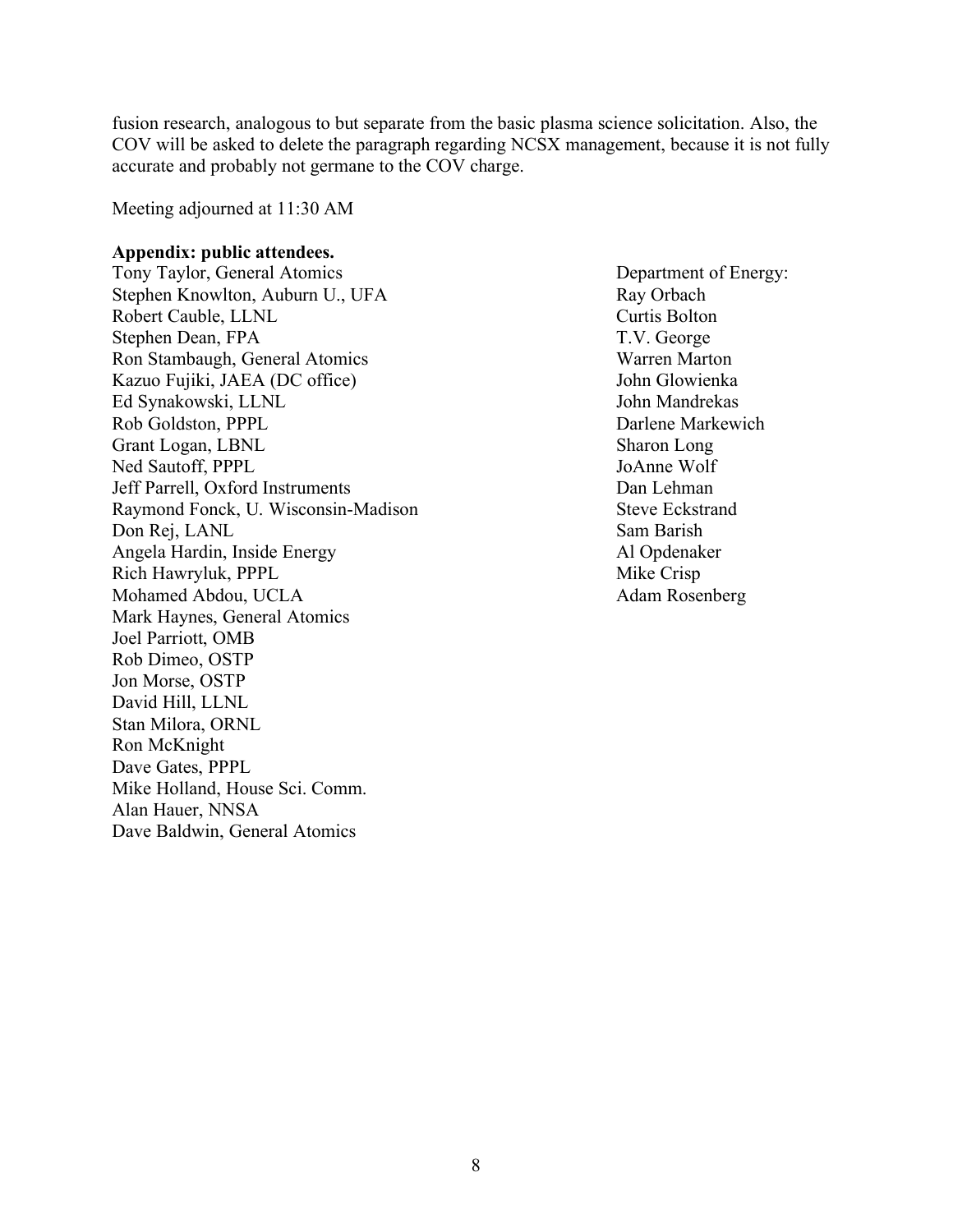fusion research, analogous to but separate from the basic plasma science solicitation. Also, the COV will be asked to delete the paragraph regarding NCSX management, because it is not fully accurate and probably not germane to the COV charge.

Meeting adjourned at 11:30 AM

**Appendix: public attendees.**

Tony Taylor, General Atomics
Stephen Knowlton, Auburn U., UFA
Robert Cauble, LLNL
Stephen Dean, FPA
Ron Stambaugh, General Atomics
Kazuo Fujiki, JAEA (DC office)
Ed Synakowski, LLNL
Rob Goldston, PPPL
Grant Logan, LBNL
Ned Sautoff, PPPL
Jeff Parrell, Oxford Instruments
Raymond Fonck, U. Wisconsin-Madison
Don Rej, LANL
Angela Hardin, Inside Energy
Rich Hawryluk, PPPL
Mohamed Abdou, UCLA
Mark Haynes, General Atomics
Joel Parriott, OMB
Rob Dimeo, OSTP
Jon Morse, OSTP
David Hill, LLNL
Stan Milora, ORNL
Ron McKnight
Dave Gates, PPPL
Mike Holland, House Sci. Comm.
Alan Hauer, NNSA
Dave Baldwin, General Atomics

Department of Energy:
Ray Orbach
Curtis Bolton
T.V. George
Warren Marton
John Glowienka
John Mandrekas
Darlene Markewich
Sharon Long
JoAnne Wolf
Dan Lehman
Steve Eckstrand
Sam Barish
Al Opdenaker
Mike Crisp
Adam Rosenberg